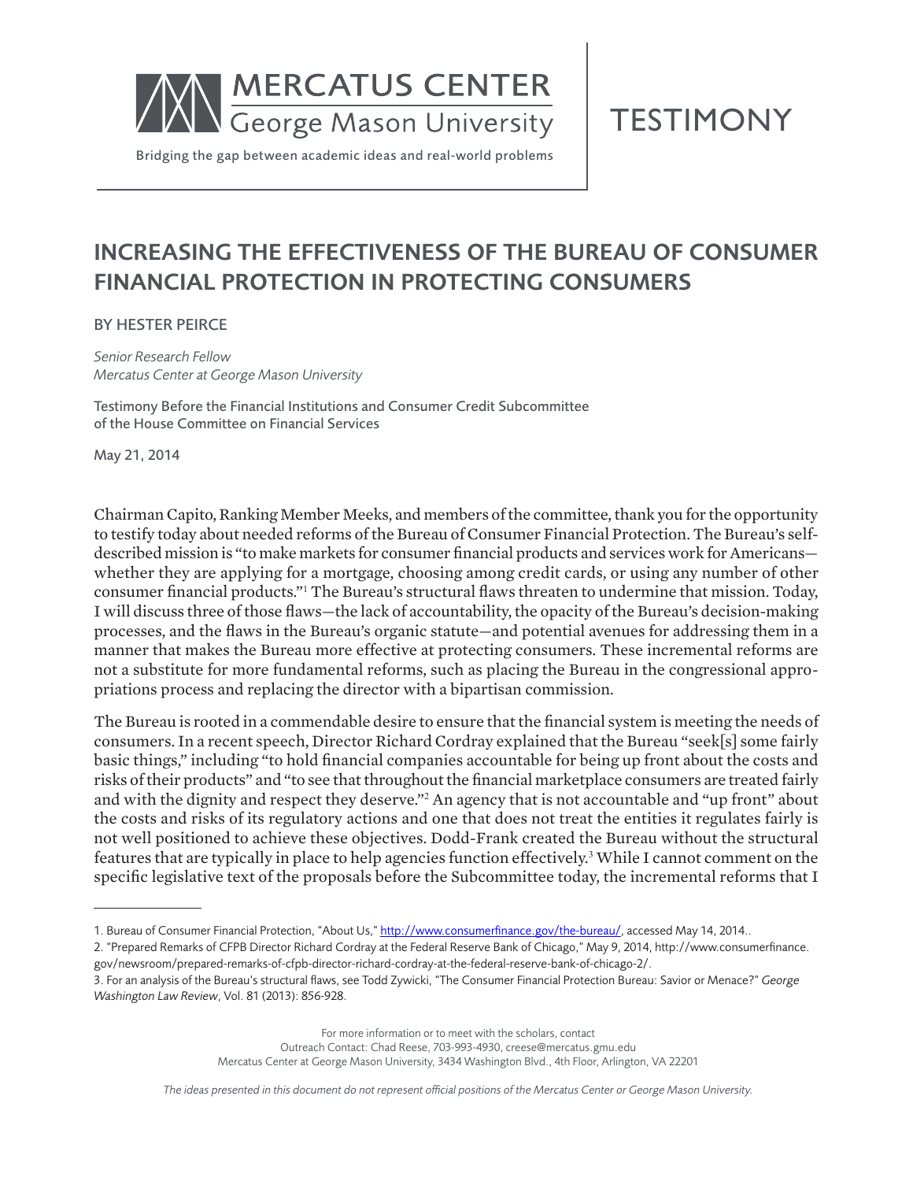MERCATUS CENTER
George Mason University

Bridging the gap between academic ideas and real-world problems

TESTIMONY

# INCREASING THE EFFECTIVENESS OF THE BUREAU OF CONSUMER FINANCIAL PROTECTION IN PROTECTING CONSUMERS

BY HESTER PEIRCE

*Senior Research Fellow*
*Mercatus Center at George Mason University*

Testimony Before the Financial Institutions and Consumer Credit Subcommittee of the House Committee on Financial Services

May 21, 2014

Chairman Capito, Ranking Member Meeks, and members of the committee, thank you for the opportunity to testify today about needed reforms of the Bureau of Consumer Financial Protection. The Bureau's self-described mission is "to make markets for consumer financial products and services work for Americans—whether they are applying for a mortgage, choosing among credit cards, or using any number of other consumer financial products."[1] The Bureau's structural flaws threaten to undermine that mission. Today, I will discuss three of those flaws—the lack of accountability, the opacity of the Bureau's decision-making processes, and the flaws in the Bureau's organic statute—and potential avenues for addressing them in a manner that makes the Bureau more effective at protecting consumers. These incremental reforms are not a substitute for more fundamental reforms, such as placing the Bureau in the congressional appropriations process and replacing the director with a bipartisan commission.

The Bureau is rooted in a commendable desire to ensure that the financial system is meeting the needs of consumers. In a recent speech, Director Richard Cordray explained that the Bureau "seek[s] some fairly basic things," including "to hold financial companies accountable for being up front about the costs and risks of their products" and "to see that throughout the financial marketplace consumers are treated fairly and with the dignity and respect they deserve."[2] An agency that is not accountable and "up front" about the costs and risks of its regulatory actions and one that does not treat the entities it regulates fairly is not well positioned to achieve these objectives. Dodd-Frank created the Bureau without the structural features that are typically in place to help agencies function effectively.[3] While I cannot comment on the specific legislative text of the proposals before the Subcommittee today, the incremental reforms that I

---

1. Bureau of Consumer Financial Protection, "About Us," http://www.consumerfinance.gov/the-bureau/, accessed May 14, 2014..

2. "Prepared Remarks of CFPB Director Richard Cordray at the Federal Reserve Bank of Chicago," May 9, 2014, http://www.consumerfinance.gov/newsroom/prepared-remarks-of-cfpb-director-richard-cordray-at-the-federal-reserve-bank-of-chicago-2/.

3. For an analysis of the Bureau's structural flaws, see Todd Zywicki, "The Consumer Financial Protection Bureau: Savior or Menace?" *George Washington Law Review*, Vol. 81 (2013): 856-928.

For more information or to meet with the scholars, contact
Outreach Contact: Chad Reese, 703-993-4930, creese@mercatus.gmu.edu
Mercatus Center at George Mason University, 3434 Washington Blvd., 4th Floor, Arlington, VA 22201

*The ideas presented in this document do not represent official positions of the Mercatus Center or George Mason University.*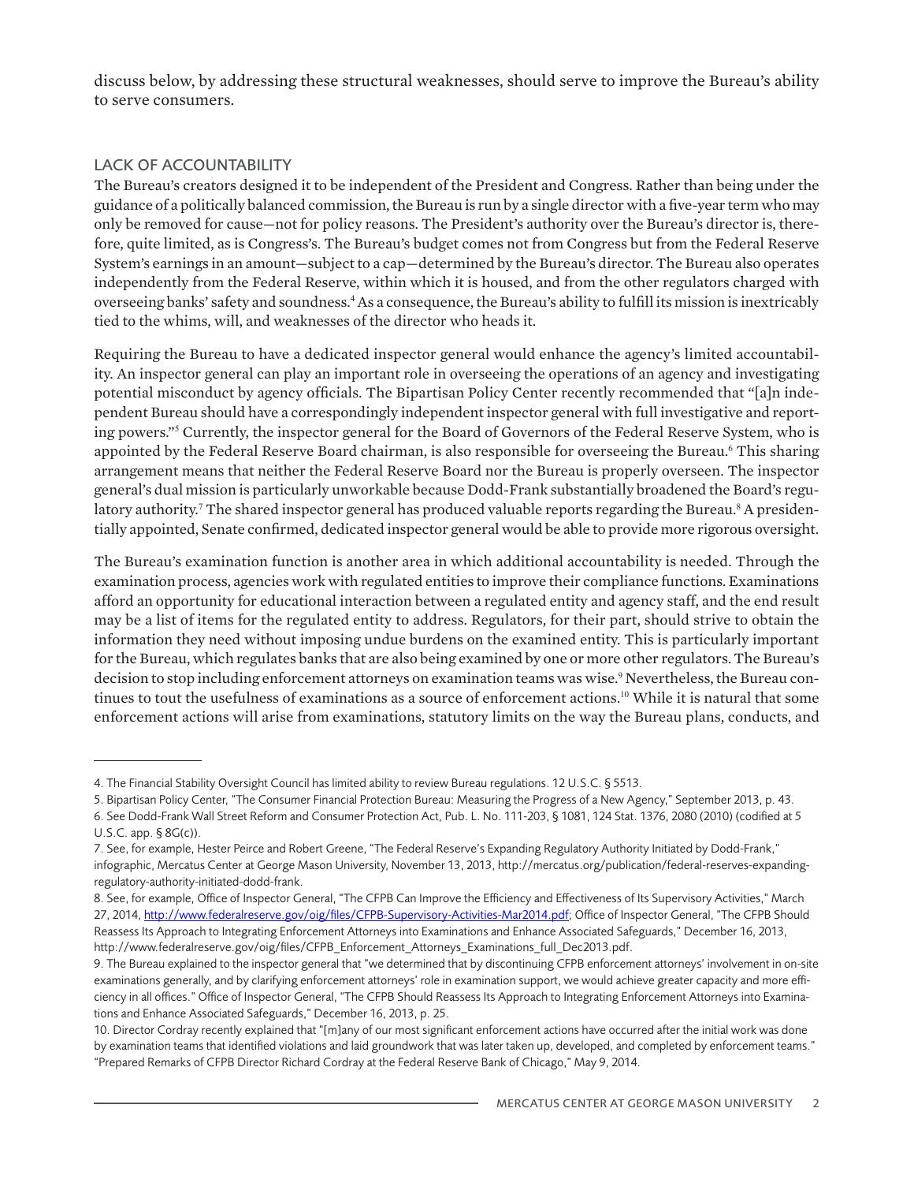discuss below, by addressing these structural weaknesses, should serve to improve the Bureau's ability to serve consumers.

## LACK OF ACCOUNTABILITY

The Bureau's creators designed it to be independent of the President and Congress. Rather than being under the guidance of a politically balanced commission, the Bureau is run by a single director with a five-year term who may only be removed for cause—not for policy reasons. The President's authority over the Bureau's director is, therefore, quite limited, as is Congress's. The Bureau's budget comes not from Congress but from the Federal Reserve System's earnings in an amount—subject to a cap—determined by the Bureau's director. The Bureau also operates independently from the Federal Reserve, within which it is housed, and from the other regulators charged with overseeing banks' safety and soundness.[4] As a consequence, the Bureau's ability to fulfill its mission is inextricably tied to the whims, will, and weaknesses of the director who heads it.

Requiring the Bureau to have a dedicated inspector general would enhance the agency's limited accountability. An inspector general can play an important role in overseeing the operations of an agency and investigating potential misconduct by agency officials. The Bipartisan Policy Center recently recommended that "[a]n independent Bureau should have a correspondingly independent inspector general with full investigative and reporting powers."[5] Currently, the inspector general for the Board of Governors of the Federal Reserve System, who is appointed by the Federal Reserve Board chairman, is also responsible for overseeing the Bureau.[6] This sharing arrangement means that neither the Federal Reserve Board nor the Bureau is properly overseen. The inspector general's dual mission is particularly unworkable because Dodd-Frank substantially broadened the Board's regulatory authority.[7] The shared inspector general has produced valuable reports regarding the Bureau.[8] A presidentially appointed, Senate confirmed, dedicated inspector general would be able to provide more rigorous oversight.

The Bureau's examination function is another area in which additional accountability is needed. Through the examination process, agencies work with regulated entities to improve their compliance functions. Examinations afford an opportunity for educational interaction between a regulated entity and agency staff, and the end result may be a list of items for the regulated entity to address. Regulators, for their part, should strive to obtain the information they need without imposing undue burdens on the examined entity. This is particularly important for the Bureau, which regulates banks that are also being examined by one or more other regulators. The Bureau's decision to stop including enforcement attorneys on examination teams was wise.[9] Nevertheless, the Bureau continues to tout the usefulness of examinations as a source of enforcement actions.[10] While it is natural that some enforcement actions will arise from examinations, statutory limits on the way the Bureau plans, conducts, and

---

4. The Financial Stability Oversight Council has limited ability to review Bureau regulations. 12 U.S.C. § 5513.

5. Bipartisan Policy Center, "The Consumer Financial Protection Bureau: Measuring the Progress of a New Agency," September 2013, p. 43.

6. See Dodd-Frank Wall Street Reform and Consumer Protection Act, Pub. L. No. 111-203, § 1081, 124 Stat. 1376, 2080 (2010) (codified at 5 U.S.C. app. § 8G(c)).

7. See, for example, Hester Peirce and Robert Greene, "The Federal Reserve's Expanding Regulatory Authority Initiated by Dodd-Frank," infographic, Mercatus Center at George Mason University, November 13, 2013, http://mercatus.org/publication/federal-reserves-expanding-regulatory-authority-initiated-dodd-frank.

8. See, for example, Office of Inspector General, "The CFPB Can Improve the Efficiency and Effectiveness of Its Supervisory Activities," March 27, 2014, http://www.federalreserve.gov/oig/files/CFPB-Supervisory-Activities-Mar2014.pdf; Office of Inspector General, "The CFPB Should Reassess Its Approach to Integrating Enforcement Attorneys into Examinations and Enhance Associated Safeguards," December 16, 2013, http://www.federalreserve.gov/oig/files/CFPB_Enforcement_Attorneys_Examinations_full_Dec2013.pdf.

9. The Bureau explained to the inspector general that "we determined that by discontinuing CFPB enforcement attorneys' involvement in on-site examinations generally, and by clarifying enforcement attorneys' role in examination support, we would achieve greater capacity and more efficiency in all offices." Office of Inspector General, "The CFPB Should Reassess Its Approach to Integrating Enforcement Attorneys into Examinations and Enhance Associated Safeguards," December 16, 2013, p. 25.

10. Director Cordray recently explained that "[m]any of our most significant enforcement actions have occurred after the initial work was done by examination teams that identified violations and laid groundwork that was later taken up, developed, and completed by enforcement teams." "Prepared Remarks of CFPB Director Richard Cordray at the Federal Reserve Bank of Chicago," May 9, 2014.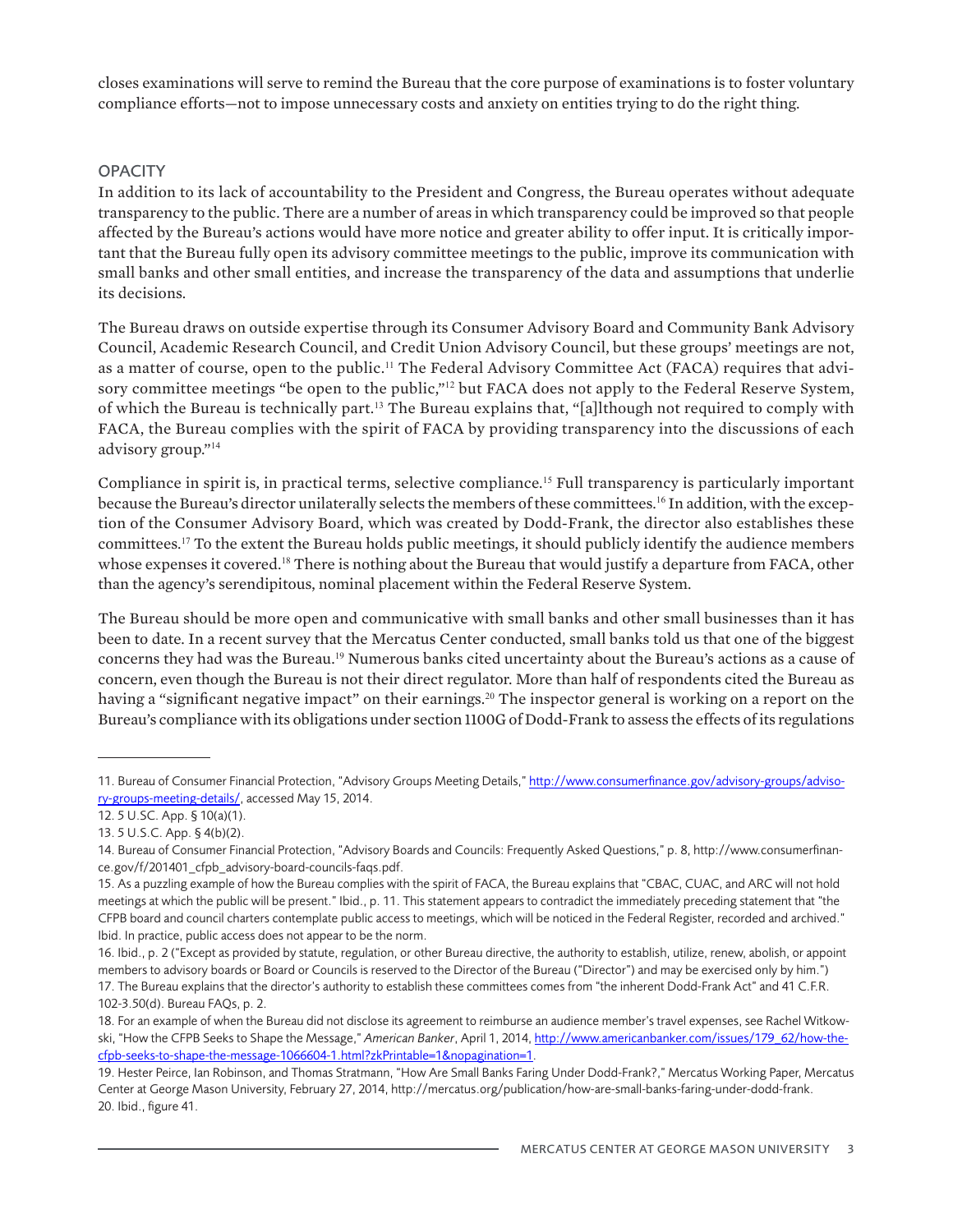closes examinations will serve to remind the Bureau that the core purpose of examinations is to foster voluntary compliance efforts—not to impose unnecessary costs and anxiety on entities trying to do the right thing.

## OPACITY

In addition to its lack of accountability to the President and Congress, the Bureau operates without adequate transparency to the public. There are a number of areas in which transparency could be improved so that people affected by the Bureau's actions would have more notice and greater ability to offer input. It is critically important that the Bureau fully open its advisory committee meetings to the public, improve its communication with small banks and other small entities, and increase the transparency of the data and assumptions that underlie its decisions.

The Bureau draws on outside expertise through its Consumer Advisory Board and Community Bank Advisory Council, Academic Research Council, and Credit Union Advisory Council, but these groups' meetings are not, as a matter of course, open to the public.[11] The Federal Advisory Committee Act (FACA) requires that advisory committee meetings "be open to the public,"[12] but FACA does not apply to the Federal Reserve System, of which the Bureau is technically part.[13] The Bureau explains that, "[a]lthough not required to comply with FACA, the Bureau complies with the spirit of FACA by providing transparency into the discussions of each advisory group."[14]

Compliance in spirit is, in practical terms, selective compliance.[15] Full transparency is particularly important because the Bureau's director unilaterally selects the members of these committees.[16] In addition, with the exception of the Consumer Advisory Board, which was created by Dodd-Frank, the director also establishes these committees.[17] To the extent the Bureau holds public meetings, it should publicly identify the audience members whose expenses it covered.[18] There is nothing about the Bureau that would justify a departure from FACA, other than the agency's serendipitous, nominal placement within the Federal Reserve System.

The Bureau should be more open and communicative with small banks and other small businesses than it has been to date. In a recent survey that the Mercatus Center conducted, small banks told us that one of the biggest concerns they had was the Bureau.[19] Numerous banks cited uncertainty about the Bureau's actions as a cause of concern, even though the Bureau is not their direct regulator. More than half of respondents cited the Bureau as having a "significant negative impact" on their earnings.[20] The inspector general is working on a report on the Bureau's compliance with its obligations under section 1100G of Dodd-Frank to assess the effects of its regulations

---

11. Bureau of Consumer Financial Protection, "Advisory Groups Meeting Details," http://www.consumerfinance.gov/advisory-groups/advisory-groups-meeting-details/, accessed May 15, 2014.
12. 5 U.SC. App. § 10(a)(1).
13. 5 U.S.C. App. § 4(b)(2).
14. Bureau of Consumer Financial Protection, "Advisory Boards and Councils: Frequently Asked Questions," p. 8, http://www.consumerfinance.gov/f/201401_cfpb_advisory-board-councils-faqs.pdf.
15. As a puzzling example of how the Bureau complies with the spirit of FACA, the Bureau explains that "CBAC, CUAC, and ARC will not hold meetings at which the public will be present." Ibid., p. 11. This statement appears to contradict the immediately preceding statement that "the CFPB board and council charters contemplate public access to meetings, which will be noticed in the Federal Register, recorded and archived." Ibid. In practice, public access does not appear to be the norm.
16. Ibid., p. 2 ("Except as provided by statute, regulation, or other Bureau directive, the authority to establish, utilize, renew, abolish, or appoint members to advisory boards or Board or Councils is reserved to the Director of the Bureau ("Director") and may be exercised only by him.")
17. The Bureau explains that the director's authority to establish these committees comes from "the inherent Dodd-Frank Act" and 41 C.F.R. 102-3.50(d). Bureau FAQs, p. 2.
18. For an example of when the Bureau did not disclose its agreement to reimburse an audience member's travel expenses, see Rachel Witkowski, "How the CFPB Seeks to Shape the Message," *American Banker*, April 1, 2014, http://www.americanbanker.com/issues/179_62/how-the-cfpb-seeks-to-shape-the-message-1066604-1.html?zkPrintable=1&nopagination=1.
19. Hester Peirce, Ian Robinson, and Thomas Stratmann, "How Are Small Banks Faring Under Dodd-Frank?," Mercatus Working Paper, Mercatus Center at George Mason University, February 27, 2014, http://mercatus.org/publication/how-are-small-banks-faring-under-dodd-frank.
20. Ibid., figure 41.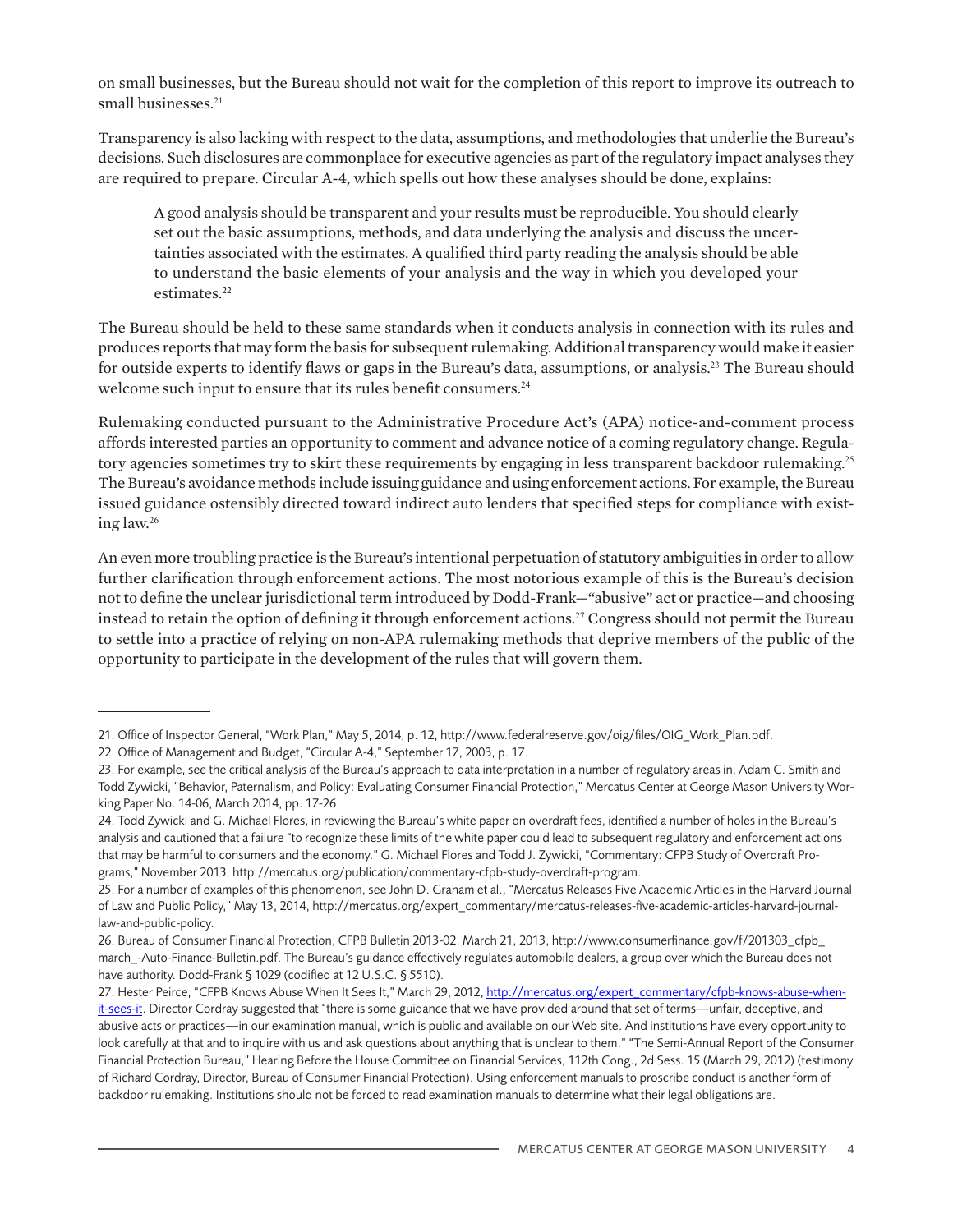on small businesses, but the Bureau should not wait for the completion of this report to improve its outreach to small businesses.[21]

Transparency is also lacking with respect to the data, assumptions, and methodologies that underlie the Bureau's decisions. Such disclosures are commonplace for executive agencies as part of the regulatory impact analyses they are required to prepare. Circular A-4, which spells out how these analyses should be done, explains:

> A good analysis should be transparent and your results must be reproducible. You should clearly set out the basic assumptions, methods, and data underlying the analysis and discuss the uncertainties associated with the estimates. A qualified third party reading the analysis should be able to understand the basic elements of your analysis and the way in which you developed your estimates.[22]

The Bureau should be held to these same standards when it conducts analysis in connection with its rules and produces reports that may form the basis for subsequent rulemaking. Additional transparency would make it easier for outside experts to identify flaws or gaps in the Bureau's data, assumptions, or analysis.[23] The Bureau should welcome such input to ensure that its rules benefit consumers.[24]

Rulemaking conducted pursuant to the Administrative Procedure Act's (APA) notice-and-comment process affords interested parties an opportunity to comment and advance notice of a coming regulatory change. Regulatory agencies sometimes try to skirt these requirements by engaging in less transparent backdoor rulemaking.[25] The Bureau's avoidance methods include issuing guidance and using enforcement actions. For example, the Bureau issued guidance ostensibly directed toward indirect auto lenders that specified steps for compliance with existing law.[26]

An even more troubling practice is the Bureau's intentional perpetuation of statutory ambiguities in order to allow further clarification through enforcement actions. The most notorious example of this is the Bureau's decision not to define the unclear jurisdictional term introduced by Dodd-Frank—"abusive" act or practice—and choosing instead to retain the option of defining it through enforcement actions.[27] Congress should not permit the Bureau to settle into a practice of relying on non-APA rulemaking methods that deprive members of the public of the opportunity to participate in the development of the rules that will govern them.

---

21. Office of Inspector General, "Work Plan," May 5, 2014, p. 12, http://www.federalreserve.gov/oig/files/OIG_Work_Plan.pdf.

22. Office of Management and Budget, "Circular A-4," September 17, 2003, p. 17.

23. For example, see the critical analysis of the Bureau's approach to data interpretation in a number of regulatory areas in, Adam C. Smith and Todd Zywicki, "Behavior, Paternalism, and Policy: Evaluating Consumer Financial Protection," Mercatus Center at George Mason University Working Paper No. 14-06, March 2014, pp. 17-26.

24. Todd Zywicki and G. Michael Flores, in reviewing the Bureau's white paper on overdraft fees, identified a number of holes in the Bureau's analysis and cautioned that a failure "to recognize these limits of the white paper could lead to subsequent regulatory and enforcement actions that may be harmful to consumers and the economy." G. Michael Flores and Todd J. Zywicki, "Commentary: CFPB Study of Overdraft Programs," November 2013, http://mercatus.org/publication/commentary-cfpb-study-overdraft-program.

25. For a number of examples of this phenomenon, see John D. Graham et al., "Mercatus Releases Five Academic Articles in the Harvard Journal of Law and Public Policy," May 13, 2014, http://mercatus.org/expert_commentary/mercatus-releases-five-academic-articles-harvard-journal-law-and-public-policy.

26. Bureau of Consumer Financial Protection, CFPB Bulletin 2013-02, March 21, 2013, http://www.consumerfinance.gov/f/201303_cfpb_march_-Auto-Finance-Bulletin.pdf. The Bureau's guidance effectively regulates automobile dealers, a group over which the Bureau does not have authority. Dodd-Frank § 1029 (codified at 12 U.S.C. § 5510).

27. Hester Peirce, "CFPB Knows Abuse When It Sees It," March 29, 2012, http://mercatus.org/expert_commentary/cfpb-knows-abuse-when-it-sees-it. Director Cordray suggested that "there is some guidance that we have provided around that set of terms—unfair, deceptive, and abusive acts or practices—in our examination manual, which is public and available on our Web site. And institutions have every opportunity to look carefully at that and to inquire with us and ask questions about anything that is unclear to them." "The Semi-Annual Report of the Consumer Financial Protection Bureau," Hearing Before the House Committee on Financial Services, 112th Cong., 2d Sess. 15 (March 29, 2012) (testimony of Richard Cordray, Director, Bureau of Consumer Financial Protection). Using enforcement manuals to proscribe conduct is another form of backdoor rulemaking. Institutions should not be forced to read examination manuals to determine what their legal obligations are.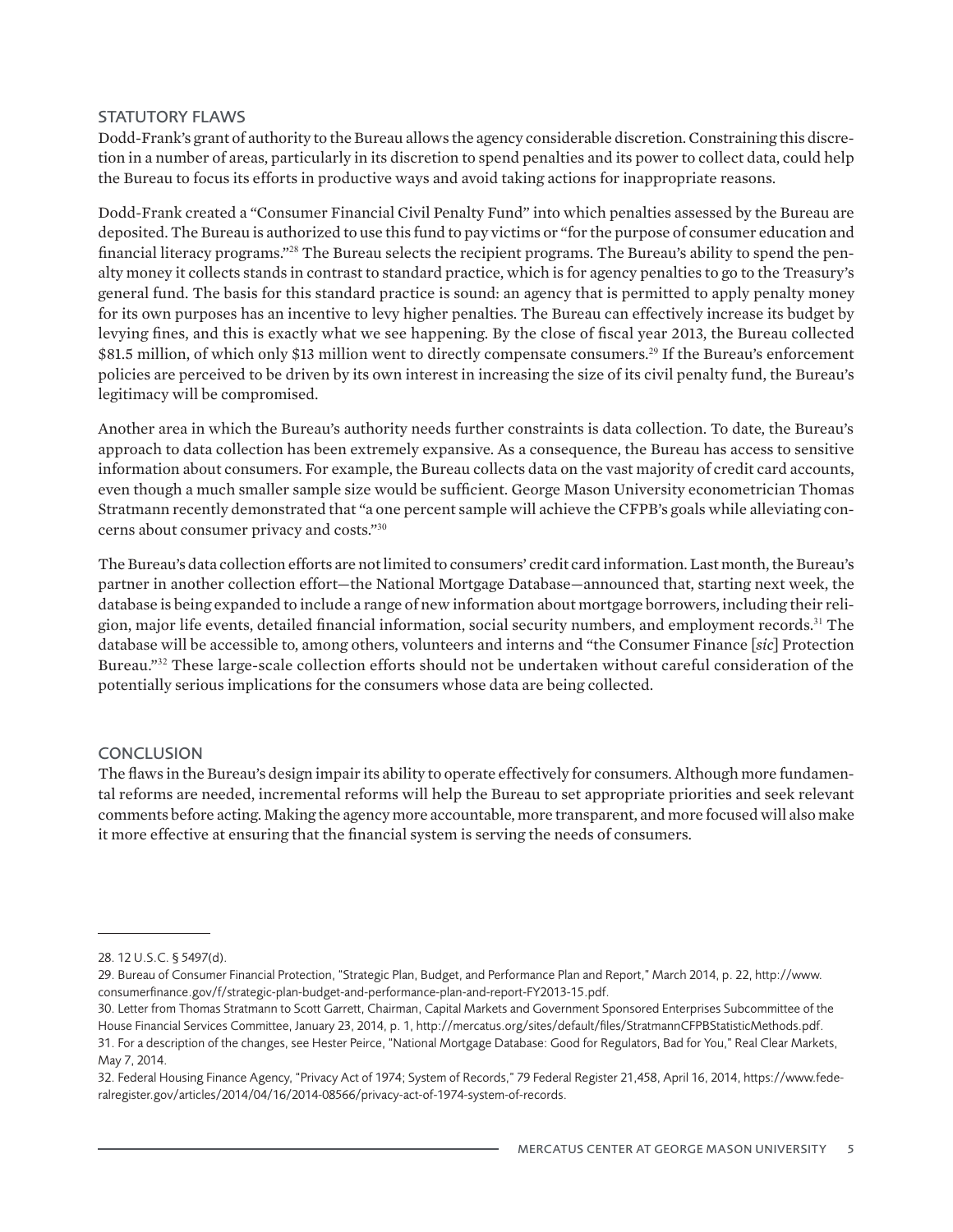## STATUTORY FLAWS

Dodd-Frank's grant of authority to the Bureau allows the agency considerable discretion. Constraining this discretion in a number of areas, particularly in its discretion to spend penalties and its power to collect data, could help the Bureau to focus its efforts in productive ways and avoid taking actions for inappropriate reasons.

Dodd-Frank created a "Consumer Financial Civil Penalty Fund" into which penalties assessed by the Bureau are deposited. The Bureau is authorized to use this fund to pay victims or "for the purpose of consumer education and financial literacy programs."[28] The Bureau selects the recipient programs. The Bureau's ability to spend the penalty money it collects stands in contrast to standard practice, which is for agency penalties to go to the Treasury's general fund. The basis for this standard practice is sound: an agency that is permitted to apply penalty money for its own purposes has an incentive to levy higher penalties. The Bureau can effectively increase its budget by levying fines, and this is exactly what we see happening. By the close of fiscal year 2013, the Bureau collected $81.5 million, of which only $13 million went to directly compensate consumers.[29] If the Bureau's enforcement policies are perceived to be driven by its own interest in increasing the size of its civil penalty fund, the Bureau's legitimacy will be compromised.

Another area in which the Bureau's authority needs further constraints is data collection. To date, the Bureau's approach to data collection has been extremely expansive. As a consequence, the Bureau has access to sensitive information about consumers. For example, the Bureau collects data on the vast majority of credit card accounts, even though a much smaller sample size would be sufficient. George Mason University econometrician Thomas Stratmann recently demonstrated that "a one percent sample will achieve the CFPB's goals while alleviating concerns about consumer privacy and costs."[30]

The Bureau's data collection efforts are not limited to consumers' credit card information. Last month, the Bureau's partner in another collection effort—the National Mortgage Database—announced that, starting next week, the database is being expanded to include a range of new information about mortgage borrowers, including their religion, major life events, detailed financial information, social security numbers, and employment records.[31] The database will be accessible to, among others, volunteers and interns and "the Consumer Finance [*sic*] Protection Bureau."[32] These large-scale collection efforts should not be undertaken without careful consideration of the potentially serious implications for the consumers whose data are being collected.

## CONCLUSION

The flaws in the Bureau's design impair its ability to operate effectively for consumers. Although more fundamental reforms are needed, incremental reforms will help the Bureau to set appropriate priorities and seek relevant comments before acting. Making the agency more accountable, more transparent, and more focused will also make it more effective at ensuring that the financial system is serving the needs of consumers.

---

28. 12 U.S.C. § 5497(d).
29. Bureau of Consumer Financial Protection, "Strategic Plan, Budget, and Performance Plan and Report," March 2014, p. 22, http://www.consumerfinance.gov/f/strategic-plan-budget-and-performance-plan-and-report-FY2013-15.pdf.
30. Letter from Thomas Stratmann to Scott Garrett, Chairman, Capital Markets and Government Sponsored Enterprises Subcommittee of the House Financial Services Committee, January 23, 2014, p. 1, http://mercatus.org/sites/default/files/StratmannCFPBStatisticMethods.pdf.
31. For a description of the changes, see Hester Peirce, "National Mortgage Database: Good for Regulators, Bad for You," Real Clear Markets, May 7, 2014.
32. Federal Housing Finance Agency, "Privacy Act of 1974; System of Records," 79 Federal Register 21,458, April 16, 2014, https://www.federalregister.gov/articles/2014/04/16/2014-08566/privacy-act-of-1974-system-of-records.